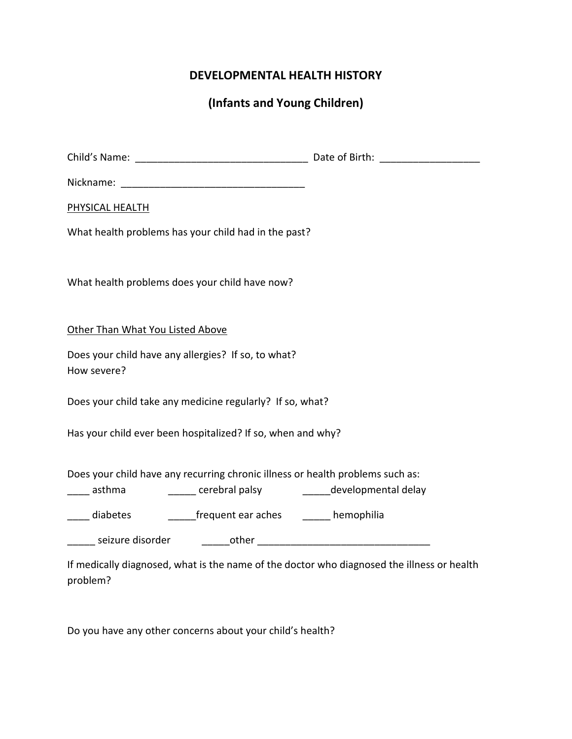# DEVELOPMENTAL HEALTH HISTORY

## (Infants and Young Children)

Child's Name: _______________________________ Date of Birth: __________________

Nickname: _________________________________

PHYSICAL HEALTH

What health problems has your child had in the past?

What health problems does your child have now?

Other Than What You Listed Above

Does your child have any allergies? If so, to what?
How severe?

Does your child take any medicine regularly? If so, what?

Has your child ever been hospitalized? If so, when and why?

Does your child have any recurring chronic illness or health problems such as:

____ asthma _____ cerebral palsy _____developmental delay

____ diabetes _____frequent ear aches _____ hemophilia

_____ seizure disorder _____other _______________________________

If medically diagnosed, what is the name of the doctor who diagnosed the illness or health problem?

Do you have any other concerns about your child's health?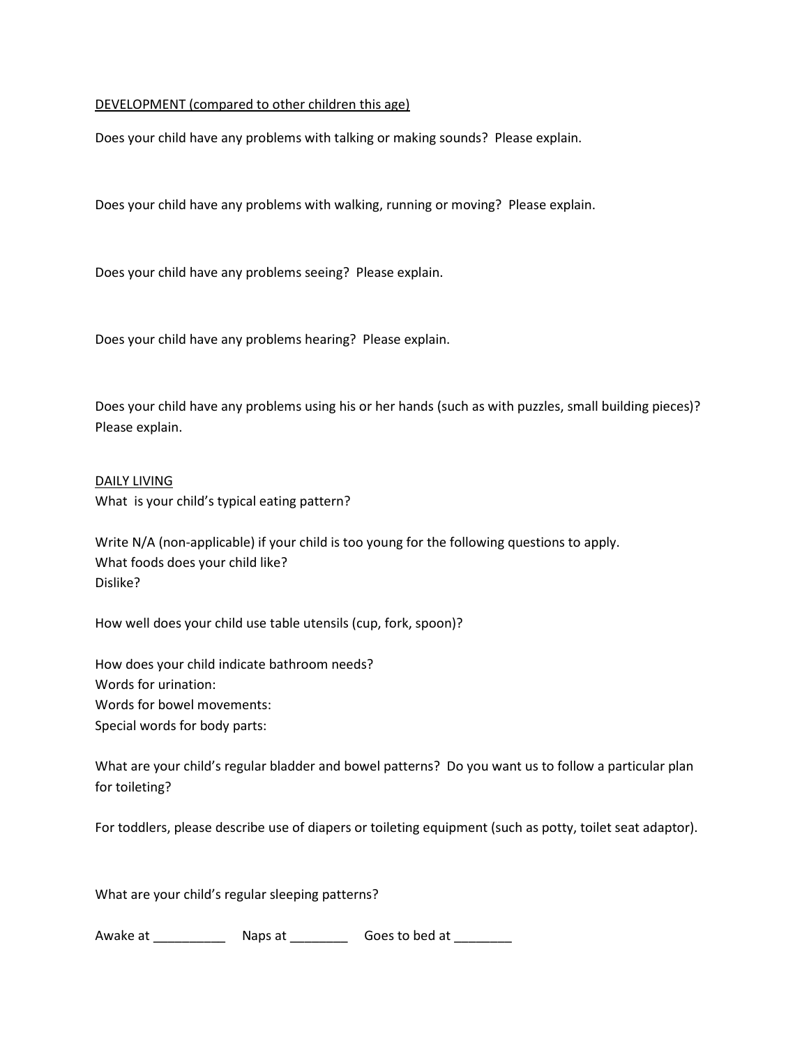<u>DEVELOPMENT (compared to other children this age)</u>

Does your child have any problems with talking or making sounds? Please explain.

Does your child have any problems with walking, running or moving? Please explain.

Does your child have any problems seeing? Please explain.

Does your child have any problems hearing? Please explain.

Does your child have any problems using his or her hands (such as with puzzles, small building pieces)? Please explain.

<u>DAILY LIVING</u>

What is your child's typical eating pattern?

Write N/A (non-applicable) if your child is too young for the following questions to apply.
What foods does your child like?
Dislike?

How well does your child use table utensils (cup, fork, spoon)?

How does your child indicate bathroom needs?
Words for urination:
Words for bowel movements:
Special words for body parts:

What are your child's regular bladder and bowel patterns? Do you want us to follow a particular plan for toileting?

For toddlers, please describe use of diapers or toileting equipment (such as potty, toilet seat adaptor).

What are your child's regular sleeping patterns?

Awake at __________ Naps at ________ Goes to bed at ________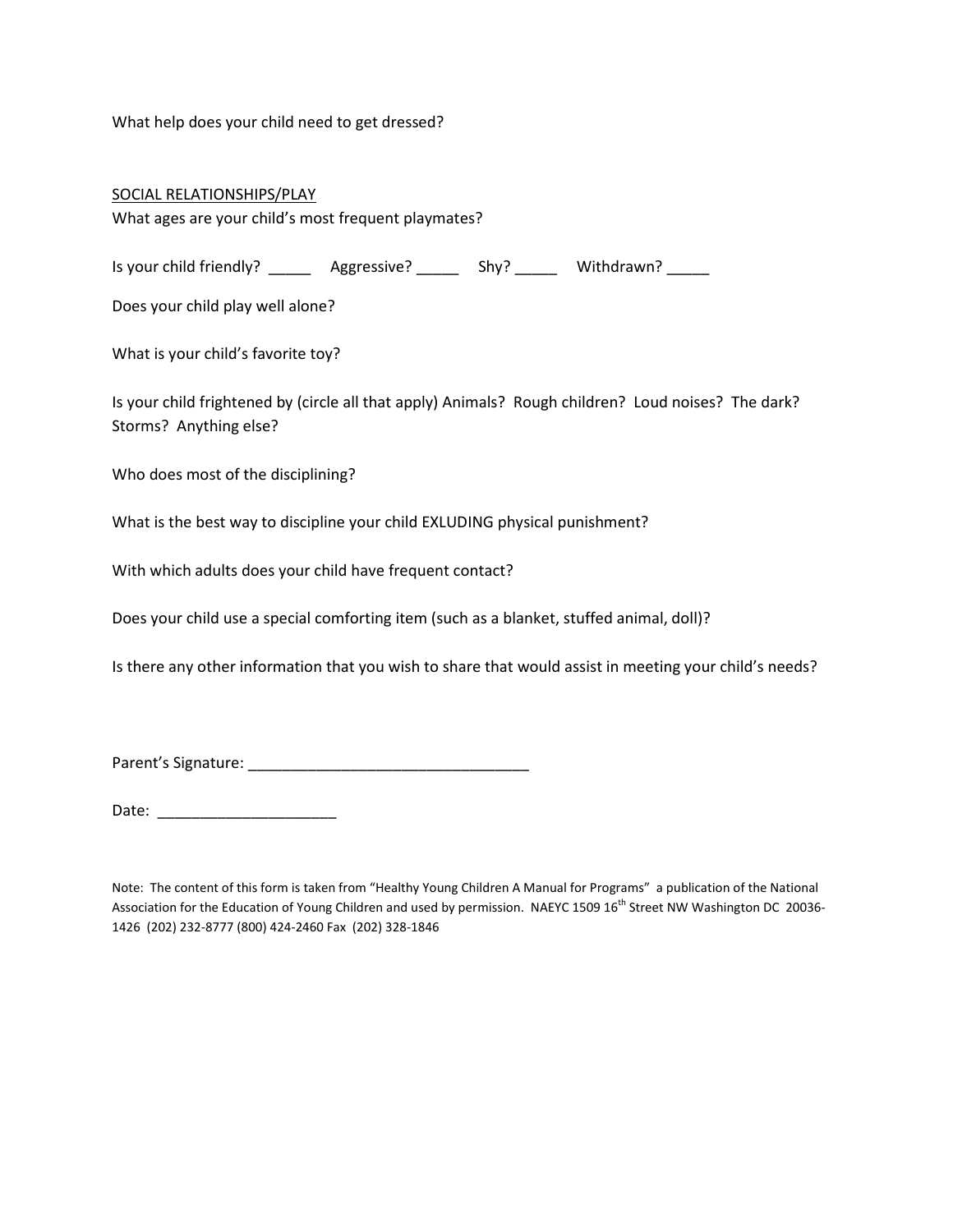What help does your child need to get dressed?

SOCIAL RELATIONSHIPS/PLAY

What ages are your child's most frequent playmates?

Is your child friendly? _____ Aggressive? _____ Shy? _____ Withdrawn? _____

Does your child play well alone?

What is your child's favorite toy?

Is your child frightened by (circle all that apply) Animals? Rough children? Loud noises? The dark? Storms? Anything else?

Who does most of the disciplining?

What is the best way to discipline your child EXLUDING physical punishment?

With which adults does your child have frequent contact?

Does your child use a special comforting item (such as a blanket, stuffed animal, doll)?

Is there any other information that you wish to share that would assist in meeting your child's needs?

Parent's Signature: _________________________________

Date: _____________________

Note: The content of this form is taken from "Healthy Young Children A Manual for Programs" a publication of the National Association for the Education of Young Children and used by permission. NAEYC 1509 16th Street NW Washington DC 20036-1426 (202) 232-8777 (800) 424-2460 Fax (202) 328-1846